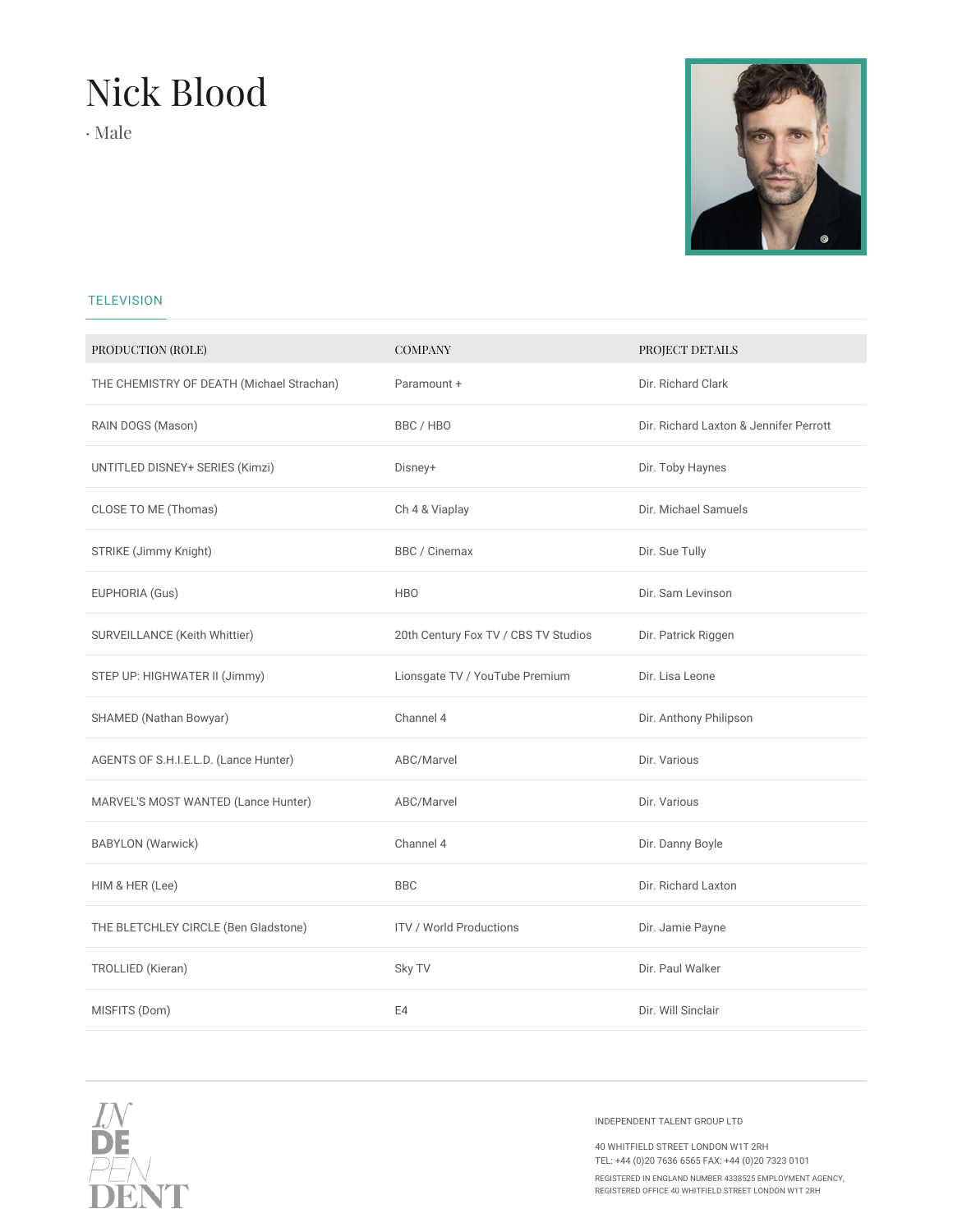# Nick Blood

· Male

## TELEVISION

| PRODUCTION (ROLE) | COMPANY | PROJECT DETAILS |
|---|---|---|
| THE CHEMISTRY OF DEATH (Michael Strachan) | Paramount + | Dir. Richard Clark |
| RAIN DOGS (Mason) | BBC / HBO | Dir. Richard Laxton & Jennifer Perrott |
| UNTITLED DISNEY+ SERIES (Kimzi) | Disney+ | Dir. Toby Haynes |
| CLOSE TO ME (Thomas) | Ch 4 & Viaplay | Dir. Michael Samuels |
| STRIKE (Jimmy Knight) | BBC / Cinemax | Dir. Sue Tully |
| EUPHORIA (Gus) | HBO | Dir. Sam Levinson |
| SURVEILLANCE (Keith Whittier) | 20th Century Fox TV / CBS TV Studios | Dir. Patrick Riggen |
| STEP UP: HIGHWATER II (Jimmy) | Lionsgate TV / YouTube Premium | Dir. Lisa Leone |
| SHAMED (Nathan Bowyar) | Channel 4 | Dir. Anthony Philipson |
| AGENTS OF S.H.I.E.L.D. (Lance Hunter) | ABC/Marvel | Dir. Various |
| MARVEL'S MOST WANTED (Lance Hunter) | ABC/Marvel | Dir. Various |
| BABYLON (Warwick) | Channel 4 | Dir. Danny Boyle |
| HIM & HER (Lee) | BBC | Dir. Richard Laxton |
| THE BLETCHLEY CIRCLE (Ben Gladstone) | ITV / World Productions | Dir. Jamie Payne |
| TROLLIED (Kieran) | Sky TV | Dir. Paul Walker |
| MISFITS (Dom) | E4 | Dir. Will Sinclair |

INDEPENDENT TALENT GROUP LTD

40 WHITFIELD STREET LONDON W1T 2RH
TEL: +44 (0)20 7636 6565 FAX: +44 (0)20 7323 0101

REGISTERED IN ENGLAND NUMBER 4338525 EMPLOYMENT AGENCY,
REGISTERED OFFICE 40 WHITFIELD STREET LONDON W1T 2RH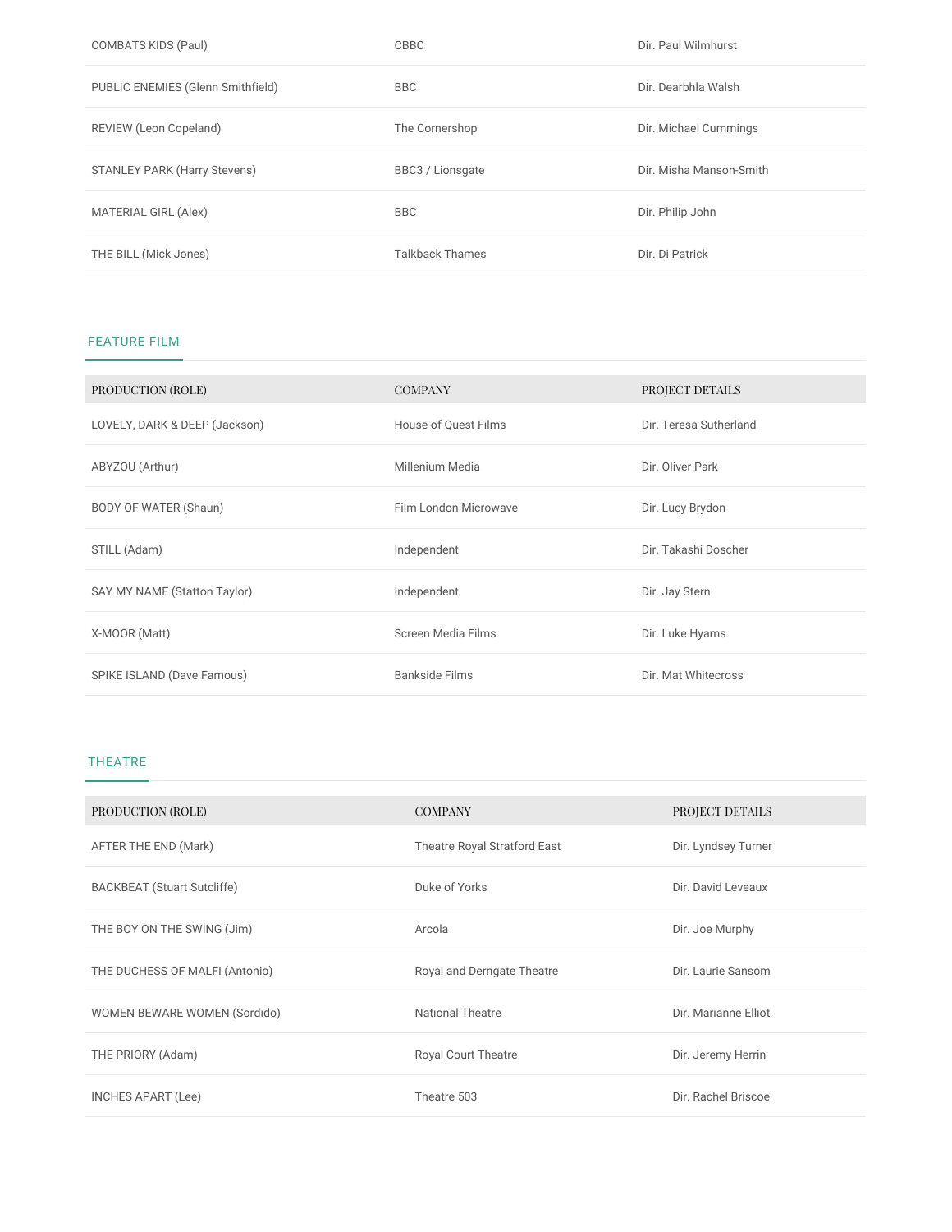| | | |
|---|---|---|
| COMBATS KIDS (Paul) | CBBC | Dir. Paul Wilmhurst |
| PUBLIC ENEMIES (Glenn Smithfield) | BBC | Dir. Dearbhla Walsh |
| REVIEW (Leon Copeland) | The Cornershop | Dir. Michael Cummings |
| STANLEY PARK (Harry Stevens) | BBC3 / Lionsgate | Dir. Misha Manson-Smith |
| MATERIAL GIRL (Alex) | BBC | Dir. Philip John |
| THE BILL (Mick Jones) | Talkback Thames | Dir. Di Patrick |

## FEATURE FILM

| PRODUCTION (ROLE) | COMPANY | PROJECT DETAILS |
|---|---|---|
| LOVELY, DARK & DEEP (Jackson) | House of Quest Films | Dir. Teresa Sutherland |
| ABYZOU (Arthur) | Millenium Media | Dir. Oliver Park |
| BODY OF WATER (Shaun) | Film London Microwave | Dir. Lucy Brydon |
| STILL (Adam) | Independent | Dir. Takashi Doscher |
| SAY MY NAME (Statton Taylor) | Independent | Dir. Jay Stern |
| X-MOOR (Matt) | Screen Media Films | Dir. Luke Hyams |
| SPIKE ISLAND (Dave Famous) | Bankside Films | Dir. Mat Whitecross |

## THEATRE

| PRODUCTION (ROLE) | COMPANY | PROJECT DETAILS |
|---|---|---|
| AFTER THE END (Mark) | Theatre Royal Stratford East | Dir. Lyndsey Turner |
| BACKBEAT (Stuart Sutcliffe) | Duke of Yorks | Dir. David Leveaux |
| THE BOY ON THE SWING (Jim) | Arcola | Dir. Joe Murphy |
| THE DUCHESS OF MALFI (Antonio) | Royal and Derngate Theatre | Dir. Laurie Sansom |
| WOMEN BEWARE WOMEN (Sordido) | National Theatre | Dir. Marianne Elliot |
| THE PRIORY (Adam) | Royal Court Theatre | Dir. Jeremy Herrin |
| INCHES APART (Lee) | Theatre 503 | Dir. Rachel Briscoe |